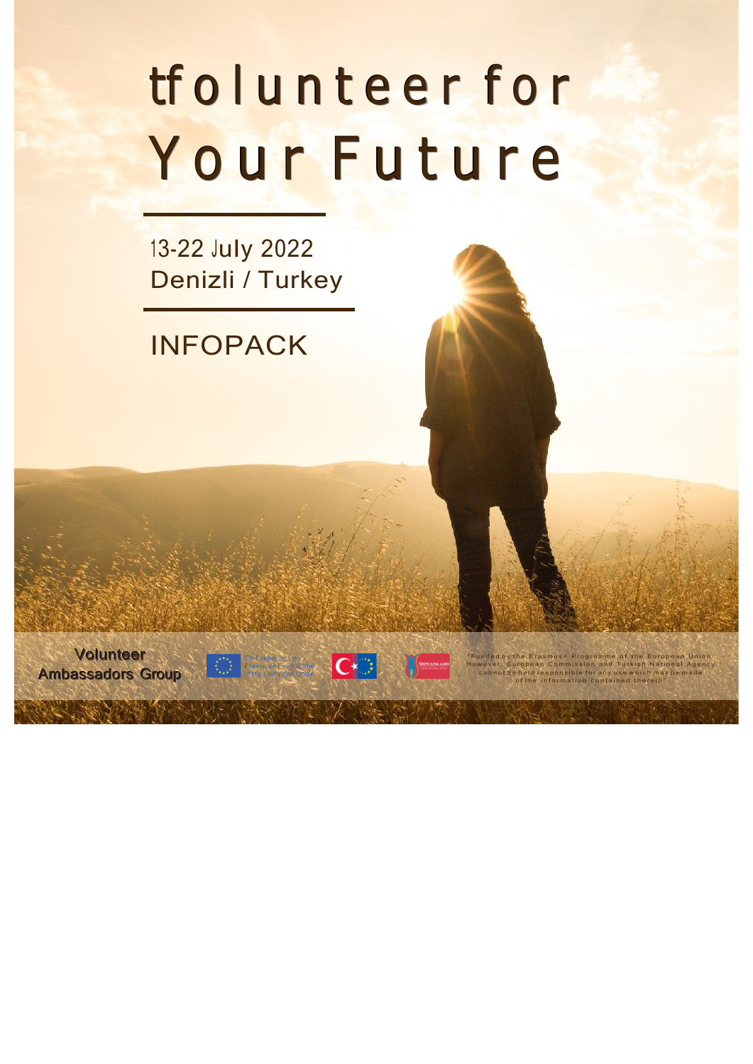# tfolunteer for Your Future

13-22 July 2022
Denizli / Turkey

INFOPACK

Volunteer Ambassadors Group

Co-funded by the Erasmus+ Programme of the European Union

"Funded by the Erasmus+ Programme of the European Union. However, European Commission and Turkish National Agency cannot be held responsible for any use which may be made of the information contained therein"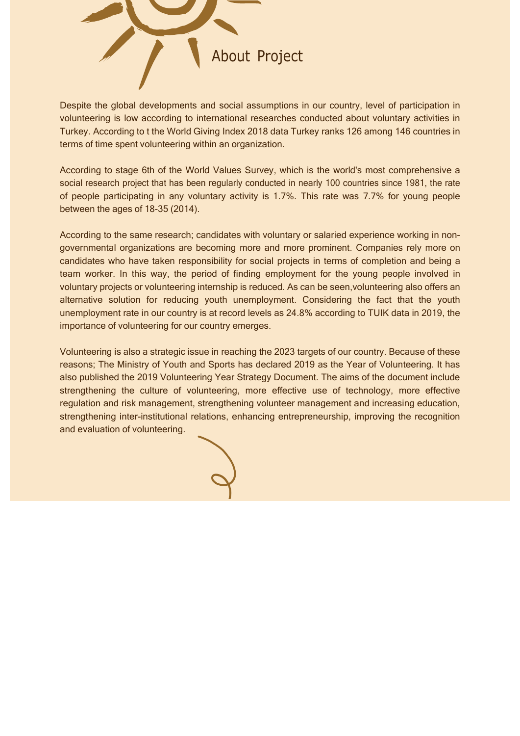# About Project

Despite the global developments and social assumptions in our country, level of participation in volunteering is low according to international researches conducted about voluntary activities in Turkey. According to t the World Giving Index 2018 data Turkey ranks 126 among 146 countries in terms of time spent volunteering within an organization.

According to stage 6th of the World Values Survey, which is the world's most comprehensive a social research project that has been regularly conducted in nearly 100 countries since 1981, the rate of people participating in any voluntary activity is 1.7%. This rate was 7.7% for young people between the ages of 18-35 (2014).

According to the same research; candidates with voluntary or salaried experience working in non-governmental organizations are becoming more and more prominent. Companies rely more on candidates who have taken responsibility for social projects in terms of completion and being a team worker. In this way, the period of finding employment for the young people involved in voluntary projects or volunteering internship is reduced. As can be seen,volunteering also offers an alternative solution for reducing youth unemployment. Considering the fact that the youth unemployment rate in our country is at record levels as 24.8% according to TUIK data in 2019, the importance of volunteering for our country emerges.

Volunteering is also a strategic issue in reaching the 2023 targets of our country. Because of these reasons; The Ministry of Youth and Sports has declared 2019 as the Year of Volunteering. It has also published the 2019 Volunteering Year Strategy Document. The aims of the document include strengthening the culture of volunteering, more effective use of technology, more effective regulation and risk management, strengthening volunteer management and increasing education, strengthening inter-institutional relations, enhancing entrepreneurship, improving the recognition and evaluation of volunteering.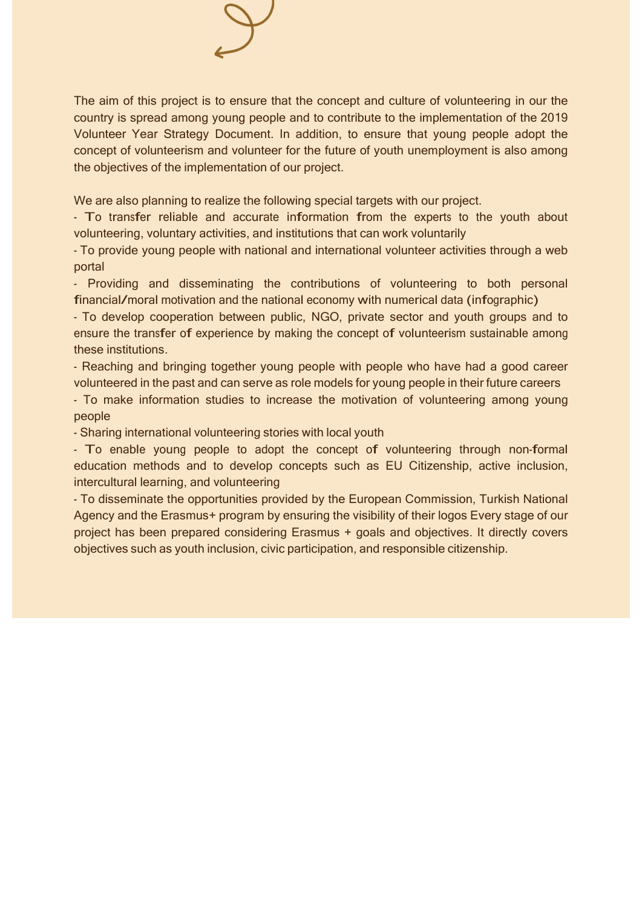The aim of this project is to ensure that the concept and culture of volunteering in our the country is spread among young people and to contribute to the implementation of the 2019 Volunteer Year Strategy Document. In addition, to ensure that young people adopt the concept of volunteerism and volunteer for the future of youth unemployment is also among the objectives of the implementation of our project.

We are also planning to realize the following special targets with our project.

- To transfer reliable and accurate information from the experts to the youth about volunteering, voluntary activities, and institutions that can work voluntarily
- To provide young people with national and international volunteer activities through a web portal
- Providing and disseminating the contributions of volunteering to both personal financial/moral motivation and the national economy with numerical data (infographic)
- To develop cooperation between public, NGO, private sector and youth groups and to ensure the transfer of experience by making the concept of volunteerism sustainable among these institutions.
- Reaching and bringing together young people with people who have had a good career volunteered in the past and can serve as role models for young people in their future careers
- To make information studies to increase the motivation of volunteering among young people
- Sharing international volunteering stories with local youth
- To enable young people to adopt the concept of volunteering through non-formal education methods and to develop concepts such as EU Citizenship, active inclusion, intercultural learning, and volunteering
- To disseminate the opportunities provided by the European Commission, Turkish National Agency and the Erasmus+ program by ensuring the visibility of their logos Every stage of our project has been prepared considering Erasmus + goals and objectives. It directly covers objectives such as youth inclusion, civic participation, and responsible citizenship.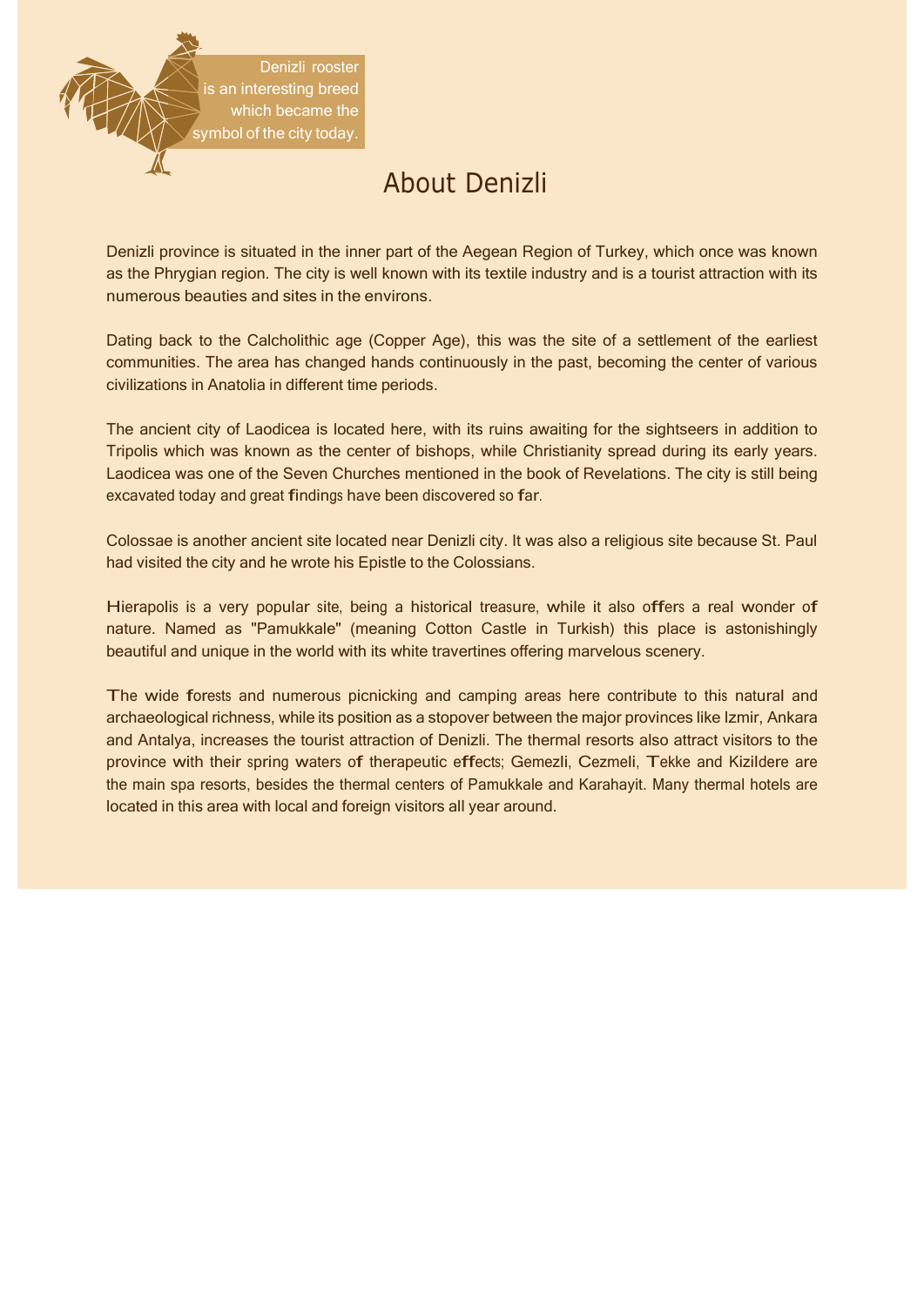Denizli rooster is an interesting breed which became the symbol of the city today.

# About Denizli

Denizli province is situated in the inner part of the Aegean Region of Turkey, which once was known as the Phrygian region. The city is well known with its textile industry and is a tourist attraction with its numerous beauties and sites in the environs.

Dating back to the Calcholithic age (Copper Age), this was the site of a settlement of the earliest communities. The area has changed hands continuously in the past, becoming the center of various civilizations in Anatolia in different time periods.

The ancient city of Laodicea is located here, with its ruins awaiting for the sightseers in addition to Tripolis which was known as the center of bishops, while Christianity spread during its early years. Laodicea was one of the Seven Churches mentioned in the book of Revelations. The city is still being excavated today and great findings have been discovered so far.

Colossae is another ancient site located near Denizli city. It was also a religious site because St. Paul had visited the city and he wrote his Epistle to the Colossians.

Hierapolis is a very popular site, being a historical treasure, while it also offers a real wonder of nature. Named as "Pamukkale" (meaning Cotton Castle in Turkish) this place is astonishingly beautiful and unique in the world with its white travertines offering marvelous scenery.

The wide forests and numerous picnicking and camping areas here contribute to this natural and archaeological richness, while its position as a stopover between the major provinces like Izmir, Ankara and Antalya, increases the tourist attraction of Denizli. The thermal resorts also attract visitors to the province with their spring waters of therapeutic effects; Gemezli, Cezmeli, Tekke and Kizildere are the main spa resorts, besides the thermal centers of Pamukkale and Karahayit. Many thermal hotels are located in this area with local and foreign visitors all year around.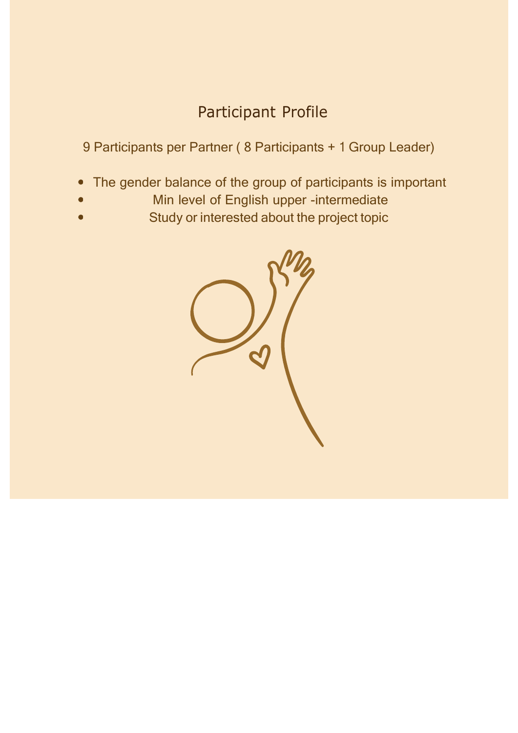## Participant Profile

9 Participants per Partner ( 8 Participants + 1 Group Leader)

- The gender balance of the group of participants is important
- Min level of English upper -intermediate
- Study or interested about the project topic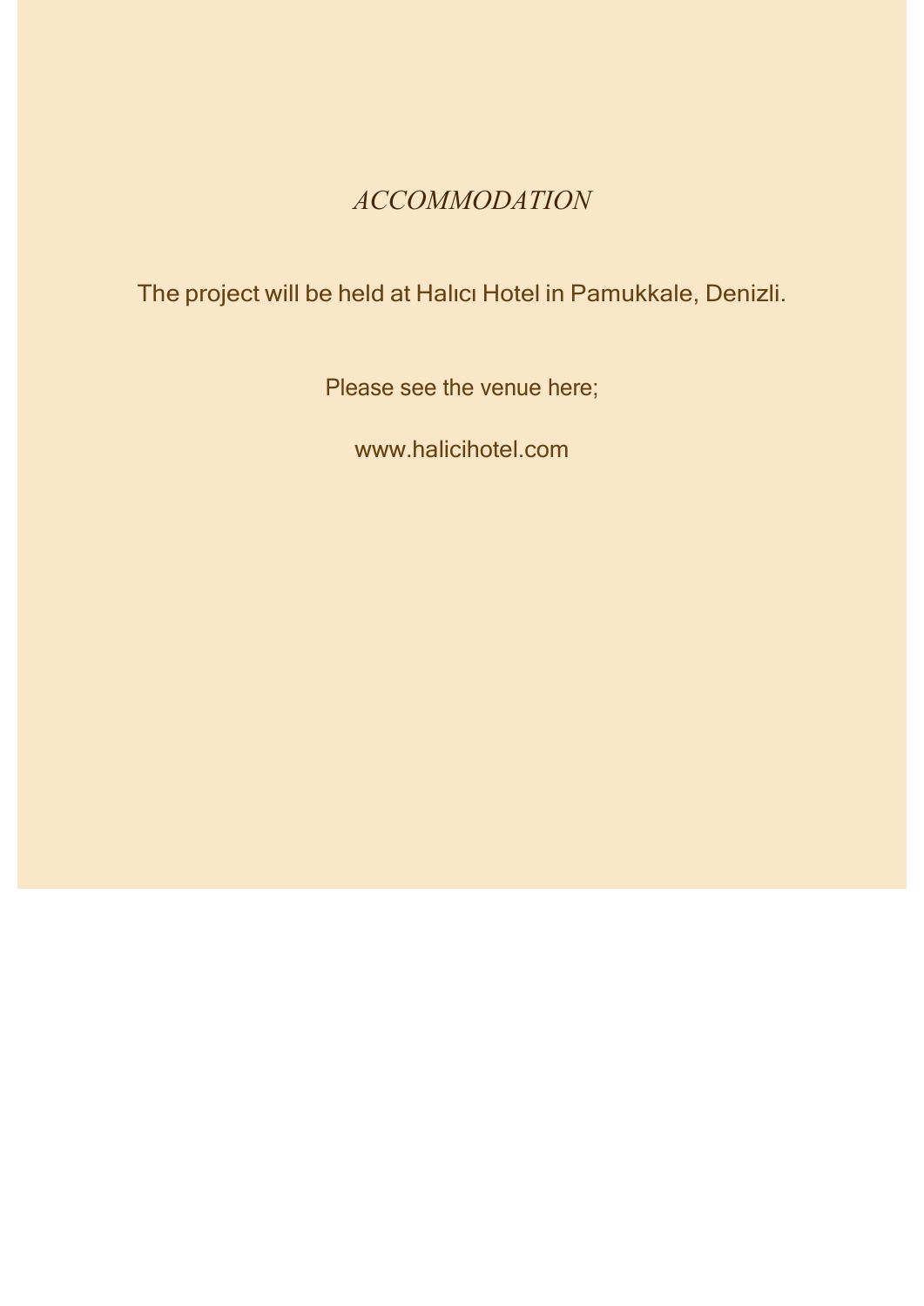## *ACCOMMODATION*

The project will be held at Halıcı Hotel in Pamukkale, Denizli.

Please see the venue here;

www.halicihotel.com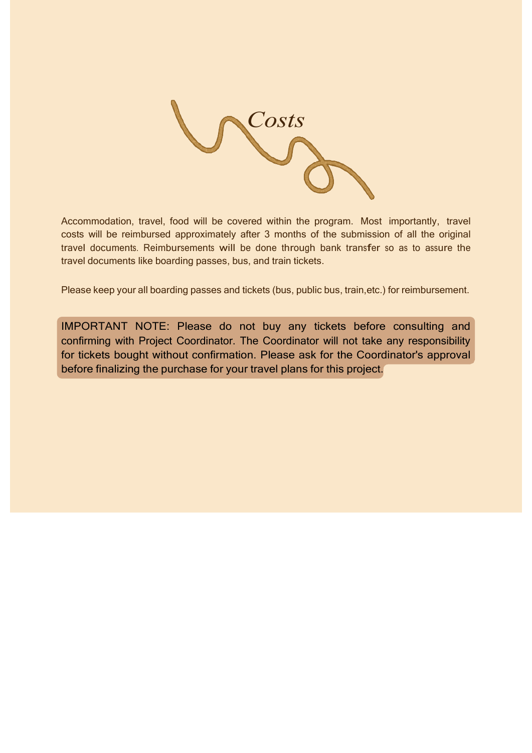# *Costs*

Accommodation, travel, food will be covered within the program. Most importantly, travel costs will be reimbursed approximately after 3 months of the submission of all the original travel documents. Reimbursements will be done through bank transfer so as to assure the travel documents like boarding passes, bus, and train tickets.

Please keep your all boarding passes and tickets (bus, public bus, train,etc.) for reimbursement.

IMPORTANT NOTE: Please do not buy any tickets before consulting and confirming with Project Coordinator. The Coordinator will not take any responsibility for tickets bought without confirmation. Please ask for the Coordinator's approval before finalizing the purchase for your travel plans for this project.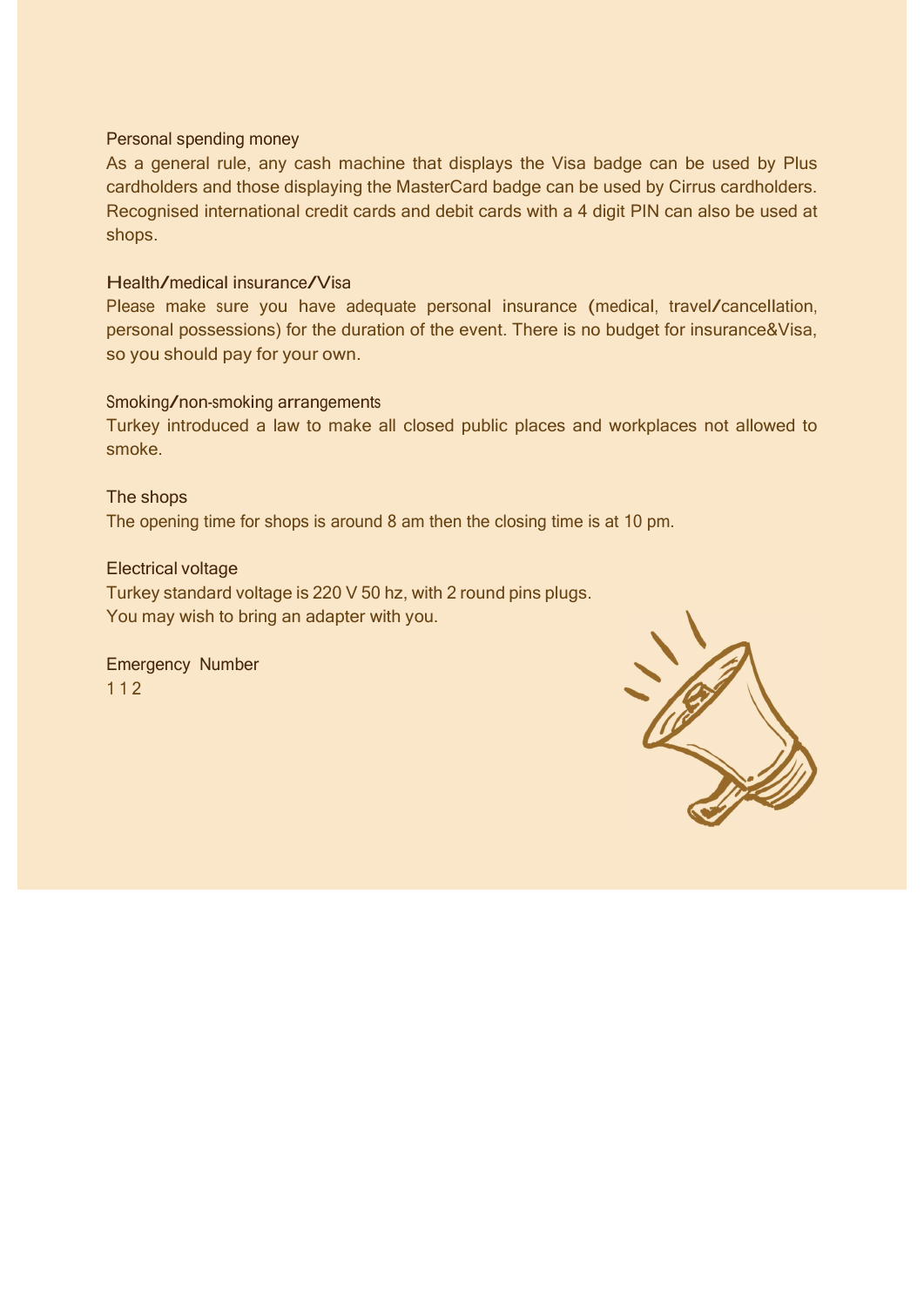### Personal spending money

As a general rule, any cash machine that displays the Visa badge can be used by Plus cardholders and those displaying the MasterCard badge can be used by Cirrus cardholders. Recognised international credit cards and debit cards with a 4 digit PIN can also be used at shops.

### Health/medical insurance/Visa

Please make sure you have adequate personal insurance (medical, travel/cancellation, personal possessions) for the duration of the event. There is no budget for insurance&Visa, so you should pay for your own.

### Smoking/non-smoking arrangements

Turkey introduced a law to make all closed public places and workplaces not allowed to smoke.

### The shops

The opening time for shops is around 8 am then the closing time is at 10 pm.

### Electrical voltage

Turkey standard voltage is 220 V 50 hz, with 2 round pins plugs.
You may wish to bring an adapter with you.

### Emergency Number

112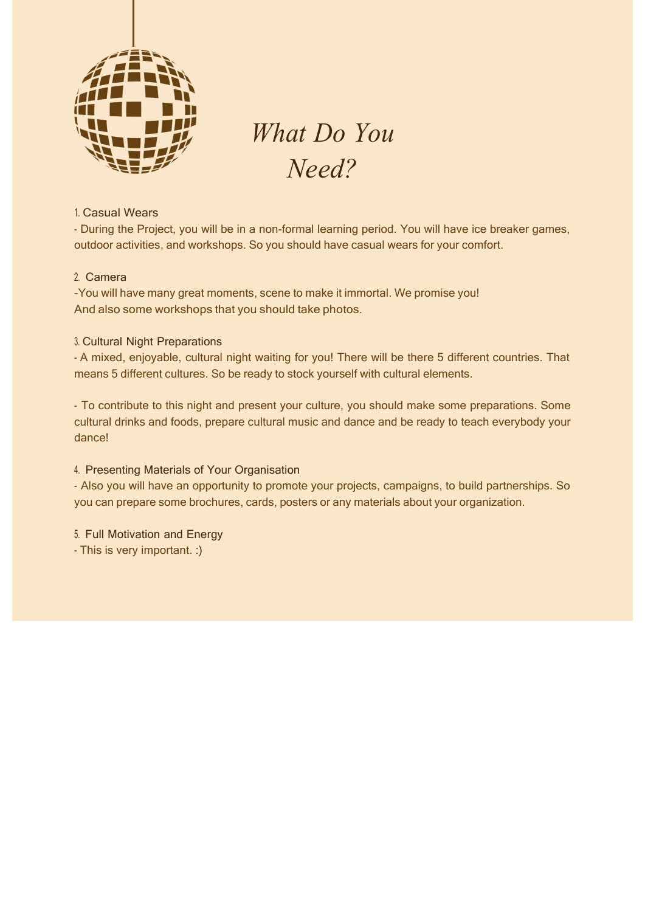# What Do You Need?

1. Casual Wears

- During the Project, you will be in a non-formal learning period. You will have ice breaker games, outdoor activities, and workshops. So you should have casual wears for your comfort.

2. Camera

-You will have many great moments, scene to make it immortal. We promise you!
And also some workshops that you should take photos.

3. Cultural Night Preparations

- A mixed, enjoyable, cultural night waiting for you! There will be there 5 different countries. That means 5 different cultures. So be ready to stock yourself with cultural elements.

- To contribute to this night and present your culture, you should make some preparations. Some cultural drinks and foods, prepare cultural music and dance and be ready to teach everybody your dance!

4. Presenting Materials of Your Organisation

- Also you will have an opportunity to promote your projects, campaigns, to build partnerships. So you can prepare some brochures, cards, posters or any materials about your organization.

5. Full Motivation and Energy

- This is very important. :)